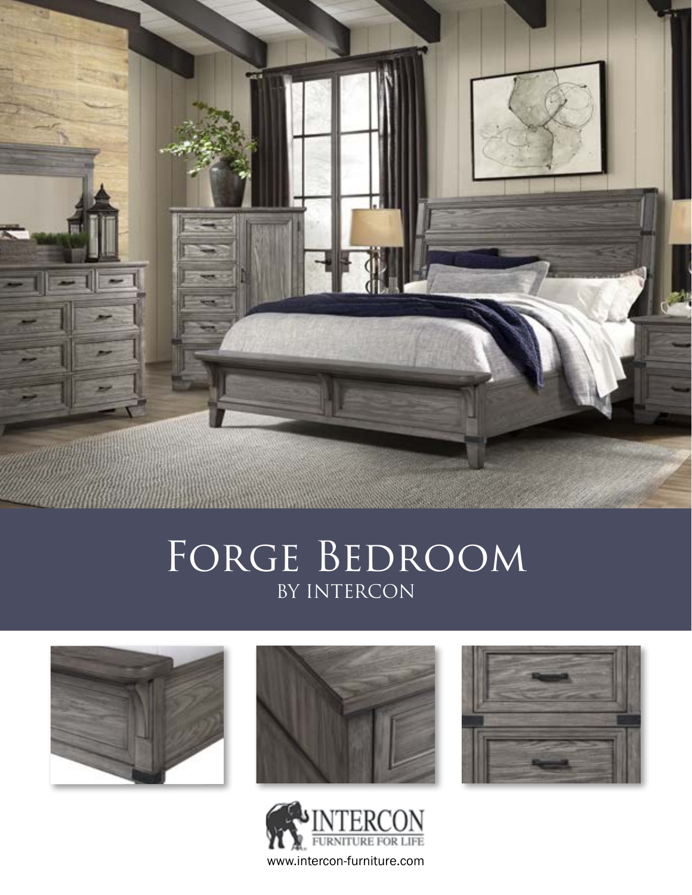# Forge Bedroom
## by Intercon

INTERCON
FURNITURE FOR LIFE

www.intercon-furniture.com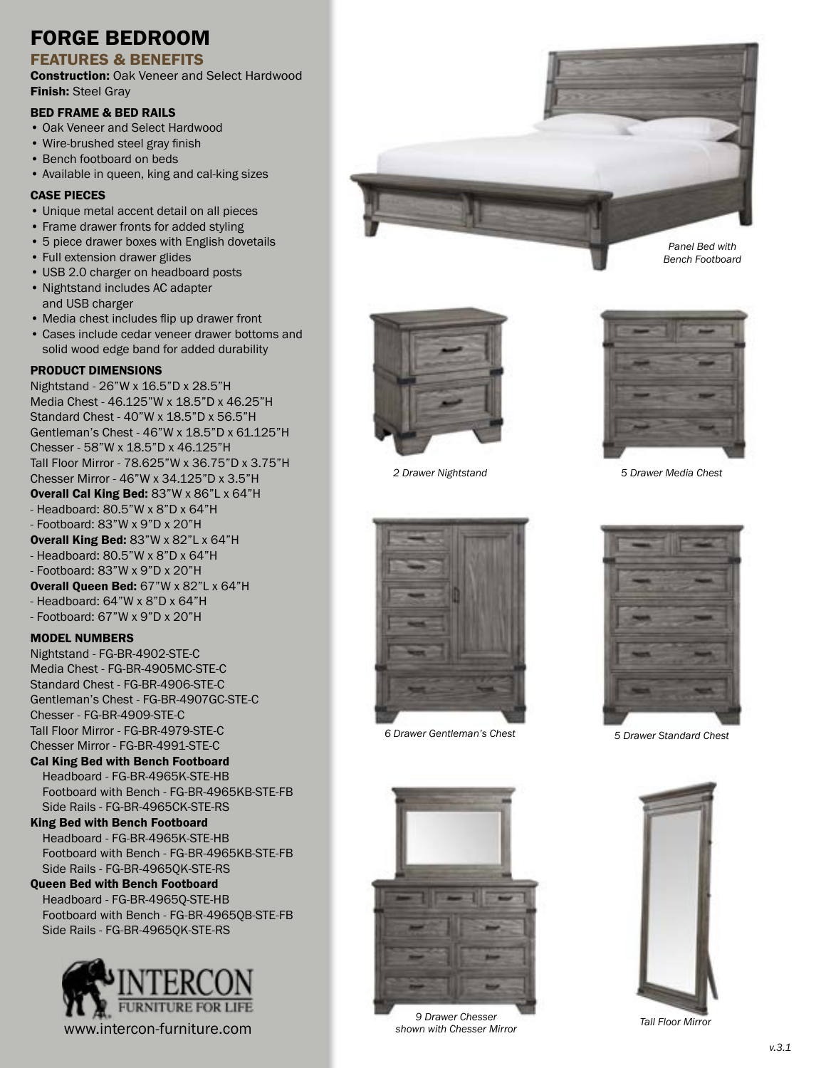# FORGE BEDROOM

## FEATURES & BENEFITS

**Construction:** Oak Veneer and Select Hardwood
**Finish:** Steel Gray

### BED FRAME & BED RAILS

- Oak Veneer and Select Hardwood
- Wire-brushed steel gray finish
- Bench footboard on beds
- Available in queen, king and cal-king sizes

### CASE PIECES

- Unique metal accent detail on all pieces
- Frame drawer fronts for added styling
- 5 piece drawer boxes with English dovetails
- Full extension drawer glides
- USB 2.0 charger on headboard posts
- Nightstand includes AC adapter and USB charger
- Media chest includes flip up drawer front
- Cases include cedar veneer drawer bottoms and solid wood edge band for added durability

### PRODUCT DIMENSIONS

Nightstand - 26"W x 16.5"D x 28.5"H
Media Chest - 46.125"W x 18.5"D x 46.25"H
Standard Chest - 40"W x 18.5"D x 56.5"H
Gentleman's Chest - 46"W x 18.5"D x 61.125"H
Chesser - 58"W x 18.5"D x 46.125"H
Tall Floor Mirror - 78.625"W x 36.75"D x 3.75"H
Chesser Mirror - 46"W x 34.125"D x 3.5"H
**Overall Cal King Bed:** 83"W x 86"L x 64"H
- Headboard: 80.5"W x 8"D x 64"H
- Footboard: 83"W x 9"D x 20"H
**Overall King Bed:** 83"W x 82"L x 64"H
- Headboard: 80.5"W x 8"D x 64"H
- Footboard: 83"W x 9"D x 20"H
**Overall Queen Bed:** 67"W x 82"L x 64"H
- Headboard: 64"W x 8"D x 64"H
- Footboard: 67"W x 9"D x 20"H

### MODEL NUMBERS

Nightstand - FG-BR-4902-STE-C
Media Chest - FG-BR-4905MC-STE-C
Standard Chest - FG-BR-4906-STE-C
Gentleman's Chest - FG-BR-4907GC-STE-C
Chesser - FG-BR-4909-STE-C
Tall Floor Mirror - FG-BR-4979-STE-C
Chesser Mirror - FG-BR-4991-STE-C

**Cal King Bed with Bench Footboard**
Headboard - FG-BR-4965K-STE-HB
Footboard with Bench - FG-BR-4965KB-STE-FB
Side Rails - FG-BR-4965CK-STE-RS

**King Bed with Bench Footboard**
Headboard - FG-BR-4965K-STE-HB
Footboard with Bench - FG-BR-4965KB-STE-FB
Side Rails - FG-BR-4965QK-STE-RS

**Queen Bed with Bench Footboard**
Headboard - FG-BR-4965Q-STE-HB
Footboard with Bench - FG-BR-4965QB-STE-FB
Side Rails - FG-BR-4965QK-STE-RS

INTERCON FURNITURE FOR LIFE
www.intercon-furniture.com

*Panel Bed with Bench Footboard*

*2 Drawer Nightstand*

*5 Drawer Media Chest*

*6 Drawer Gentleman's Chest*

*5 Drawer Standard Chest*

*9 Drawer Chesser shown with Chesser Mirror*

*Tall Floor Mirror*

v.3.1